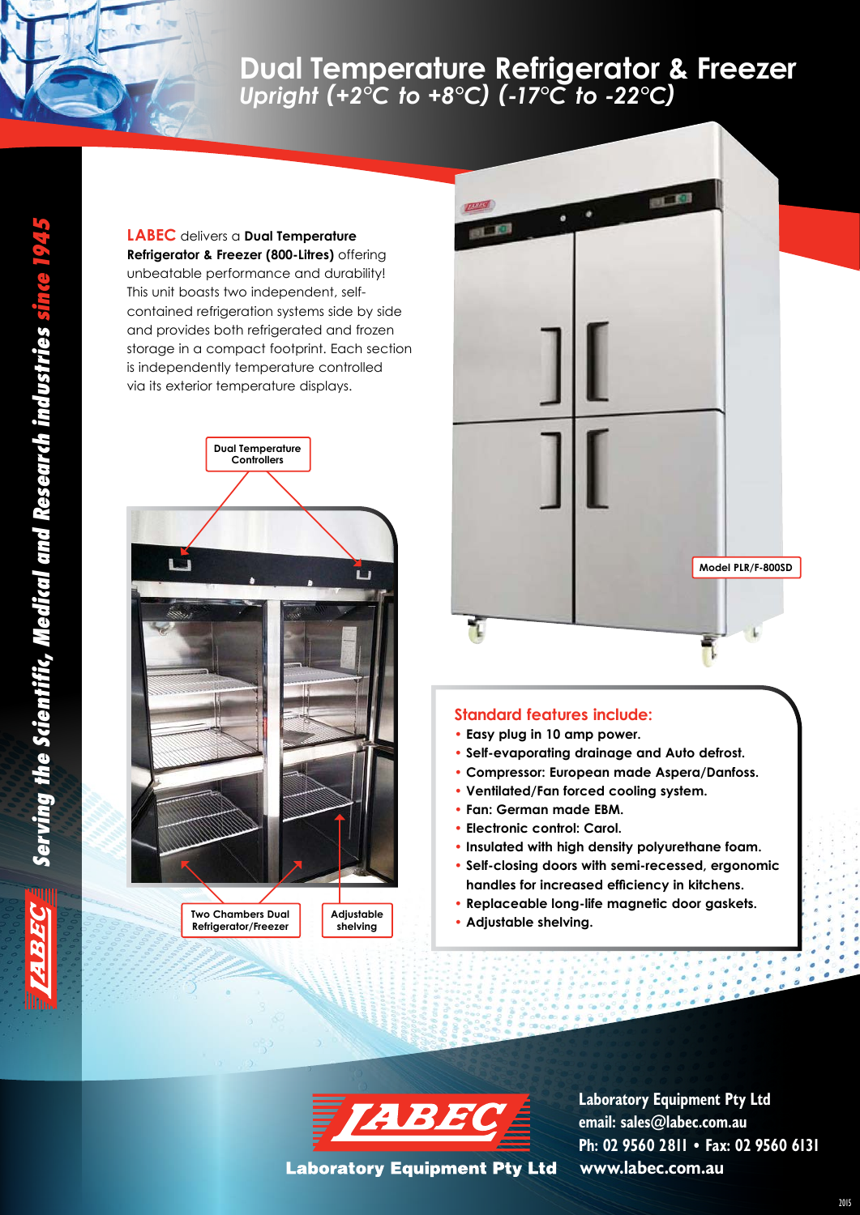# Dual Temperature Refrigerator & Freezer

## *Upright (+2°C to +8°C) (-17°C to -22°C)*

*Serving the Scientific, Medical and Research industries since 1945*

**LABEC** delivers a **Dual Temperature Refrigerator & Freezer (800-Litres)** offering unbeatable performance and durability! This unit boasts two independent, self-contained refrigeration systems side by side and provides both refrigerated and frozen storage in a compact footprint. Each section is independently temperature controlled via its exterior temperature displays.

Dual Temperature Controllers

Two Chambers Dual Refrigerator/Freezer

Adjustable shelving

Model PLR/F-800SD

### Standard features include:

- **Easy plug in 10 amp power.**
- **Self-evaporating drainage and Auto defrost.**
- **Compressor: European made Aspera/Danfoss.**
- **Ventilated/Fan forced cooling system.**
- **Fan: German made EBM.**
- **Electronic control: Carol.**
- **Insulated with high density polyurethane foam.**
- **Self-closing doors with semi-recessed, ergonomic handles for increased efficiency in kitchens.**
- **Replaceable long-life magnetic door gaskets.**
- **Adjustable shelving.**

LABEC
Laboratory Equipment Pty Ltd

**Laboratory Equipment Pty Ltd**
**email: sales@labec.com.au**
**Ph: 02 9560 2811 • Fax: 02 9560 6131**
**www.labec.com.au**

2015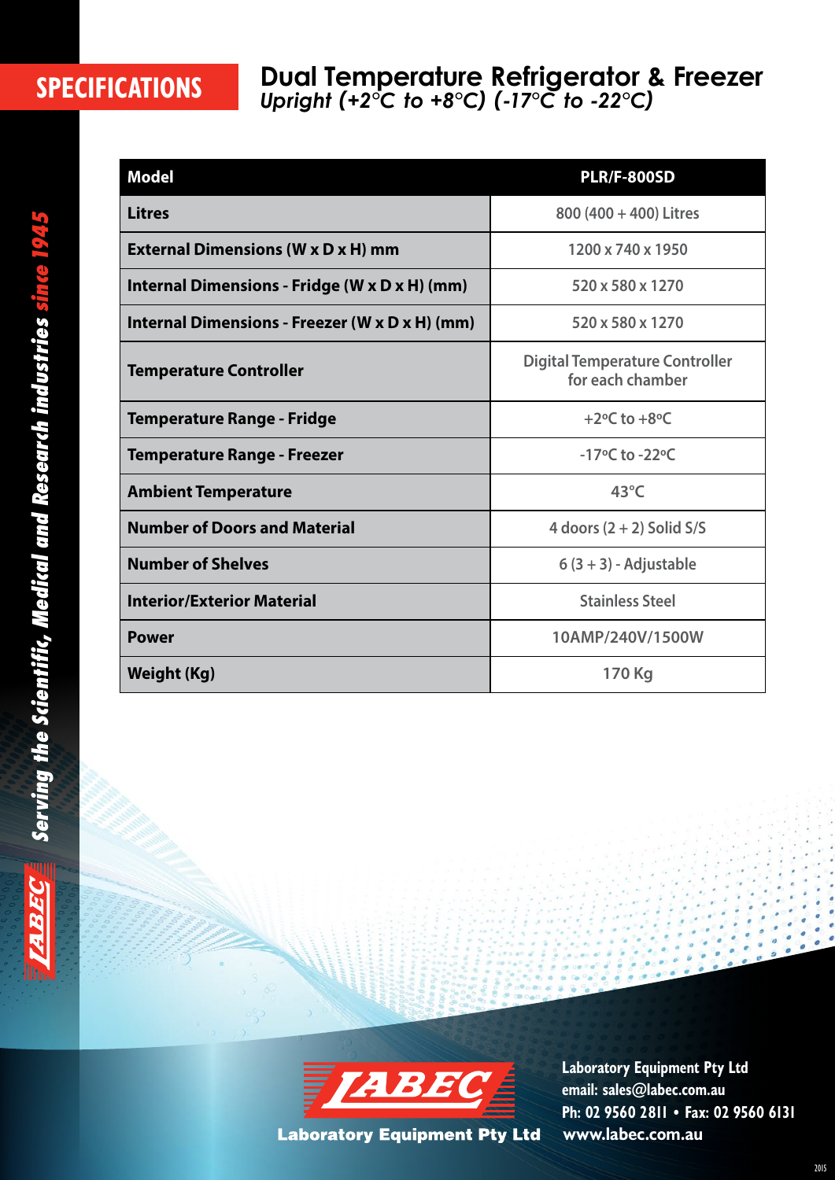# SPECIFICATIONS

## Dual Temperature Refrigerator & Freezer

*Upright (+2°C to +8°C) (-17°C to -22°C)*

| Model | PLR/F-800SD |
|---|---|
| Litres | 800 (400 + 400) Litres |
| External Dimensions (W x D x H) mm | 1200 x 740 x 1950 |
| Internal Dimensions - Fridge (W x D x H) (mm) | 520 x 580 x 1270 |
| Internal Dimensions - Freezer (W x D x H) (mm) | 520 x 580 x 1270 |
| Temperature Controller | Digital Temperature Controller for each chamber |
| Temperature Range - Fridge | +2ºC to +8ºC |
| Temperature Range - Freezer | -17ºC to -22ºC |
| Ambient Temperature | 43°C |
| Number of Doors and Material | 4 doors (2 + 2) Solid S/S |
| Number of Shelves | 6 (3 + 3) - Adjustable |
| Interior/Exterior Material | Stainless Steel |
| Power | 10AMP/240V/1500W |
| Weight (Kg) | 170 Kg |

*Serving the Scientific, Medical and Research industries since 1945*

LABEC

Laboratory Equipment Pty Ltd

**Laboratory Equipment Pty Ltd**
**email: sales@labec.com.au**
**Ph: 02 9560 2811 • Fax: 02 9560 6131**
**www.labec.com.au**

2015